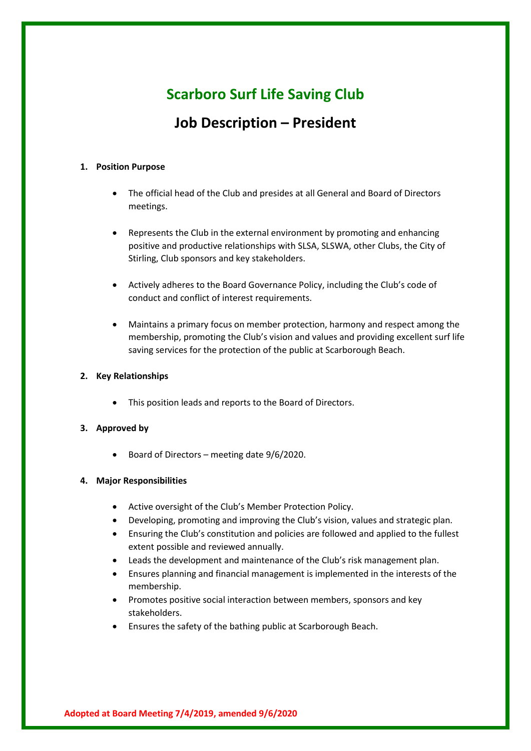# Scarboro Surf Life Saving Club

## Job Description – President

1. **Position Purpose**

   - The official head of the Club and presides at all General and Board of Directors meetings.
   - Represents the Club in the external environment by promoting and enhancing positive and productive relationships with SLSA, SLSWA, other Clubs, the City of Stirling, Club sponsors and key stakeholders.
   - Actively adheres to the Board Governance Policy, including the Club's code of conduct and conflict of interest requirements.
   - Maintains a primary focus on member protection, harmony and respect among the membership, promoting the Club's vision and values and providing excellent surf life saving services for the protection of the public at Scarborough Beach.

2. **Key Relationships**

   - This position leads and reports to the Board of Directors.

3. **Approved by**

   - Board of Directors – meeting date 9/6/2020.

4. **Major Responsibilities**

   - Active oversight of the Club's Member Protection Policy.
   - Developing, promoting and improving the Club's vision, values and strategic plan.
   - Ensuring the Club's constitution and policies are followed and applied to the fullest extent possible and reviewed annually.
   - Leads the development and maintenance of the Club's risk management plan.
   - Ensures planning and financial management is implemented in the interests of the membership.
   - Promotes positive social interaction between members, sponsors and key stakeholders.
   - Ensures the safety of the bathing public at Scarborough Beach.

**Adopted at Board Meeting 7/4/2019, amended 9/6/2020**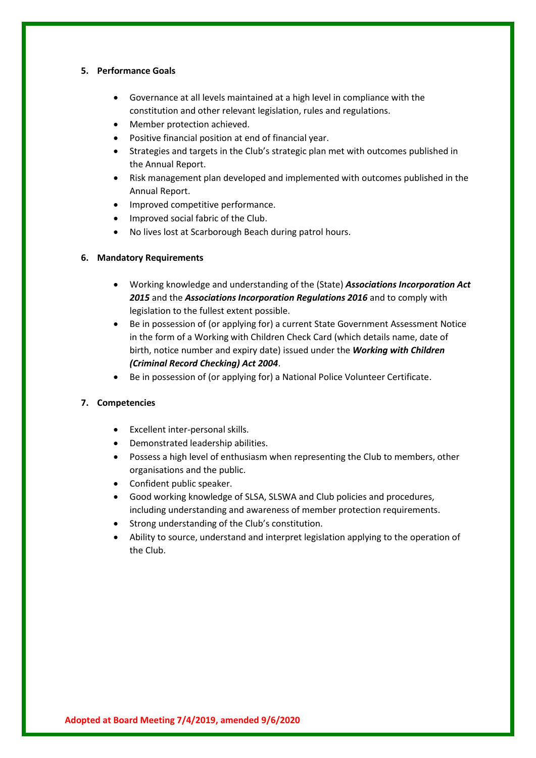5. **Performance Goals**

- Governance at all levels maintained at a high level in compliance with the constitution and other relevant legislation, rules and regulations.
- Member protection achieved.
- Positive financial position at end of financial year.
- Strategies and targets in the Club's strategic plan met with outcomes published in the Annual Report.
- Risk management plan developed and implemented with outcomes published in the Annual Report.
- Improved competitive performance.
- Improved social fabric of the Club.
- No lives lost at Scarborough Beach during patrol hours.

6. **Mandatory Requirements**

- Working knowledge and understanding of the (State) ***Associations Incorporation Act 2015*** and the ***Associations Incorporation Regulations 2016*** and to comply with legislation to the fullest extent possible.
- Be in possession of (or applying for) a current State Government Assessment Notice in the form of a Working with Children Check Card (which details name, date of birth, notice number and expiry date) issued under the ***Working with Children (Criminal Record Checking) Act 2004***.
- Be in possession of (or applying for) a National Police Volunteer Certificate.

7. **Competencies**

- Excellent inter-personal skills.
- Demonstrated leadership abilities.
- Possess a high level of enthusiasm when representing the Club to members, other organisations and the public.
- Confident public speaker.
- Good working knowledge of SLSA, SLSWA and Club policies and procedures, including understanding and awareness of member protection requirements.
- Strong understanding of the Club's constitution.
- Ability to source, understand and interpret legislation applying to the operation of the Club.

**Adopted at Board Meeting 7/4/2019, amended 9/6/2020**